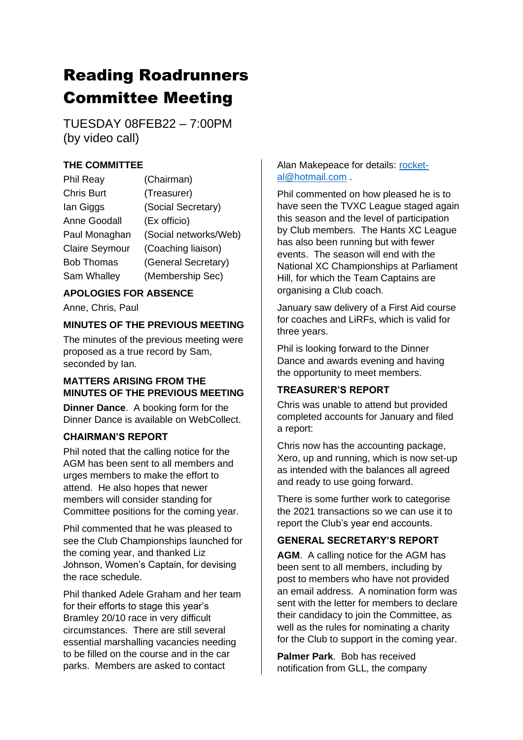# Reading Roadrunners Committee Meeting

TUESDAY 08FEB22 – 7:00PM
(by video call)

**THE COMMITTEE**

| | |
|---|---|
| Phil Reay | (Chairman) |
| Chris Burt | (Treasurer) |
| Ian Giggs | (Social Secretary) |
| Anne Goodall | (Ex officio) |
| Paul Monaghan | (Social networks/Web) |
| Claire Seymour | (Coaching liaison) |
| Bob Thomas | (General Secretary) |
| Sam Whalley | (Membership Sec) |

**APOLOGIES FOR ABSENCE**

Anne, Chris, Paul

**MINUTES OF THE PREVIOUS MEETING**

The minutes of the previous meeting were proposed as a true record by Sam, seconded by Ian.

**MATTERS ARISING FROM THE MINUTES OF THE PREVIOUS MEETING**

**Dinner Dance**. A booking form for the Dinner Dance is available on WebCollect.

**CHAIRMAN'S REPORT**

Phil noted that the calling notice for the AGM has been sent to all members and urges members to make the effort to attend. He also hopes that newer members will consider standing for Committee positions for the coming year.

Phil commented that he was pleased to see the Club Championships launched for the coming year, and thanked Liz Johnson, Women's Captain, for devising the race schedule.

Phil thanked Adele Graham and her team for their efforts to stage this year's Bramley 20/10 race in very difficult circumstances. There are still several essential marshalling vacancies needing to be filled on the course and in the car parks. Members are asked to contact Alan Makepeace for details: rocket-al@hotmail.com .

Phil commented on how pleased he is to have seen the TVXC League staged again this season and the level of participation by Club members. The Hants XC League has also been running but with fewer events. The season will end with the National XC Championships at Parliament Hill, for which the Team Captains are organising a Club coach.

January saw delivery of a First Aid course for coaches and LiRFs, which is valid for three years.

Phil is looking forward to the Dinner Dance and awards evening and having the opportunity to meet members.

**TREASURER'S REPORT**

Chris was unable to attend but provided completed accounts for January and filed a report:

Chris now has the accounting package, Xero, up and running, which is now set-up as intended with the balances all agreed and ready to use going forward.

There is some further work to categorise the 2021 transactions so we can use it to report the Club's year end accounts.

**GENERAL SECRETARY'S REPORT**

**AGM**. A calling notice for the AGM has been sent to all members, including by post to members who have not provided an email address. A nomination form was sent with the letter for members to declare their candidacy to join the Committee, as well as the rules for nominating a charity for the Club to support in the coming year.

**Palmer Park**. Bob has received notification from GLL, the company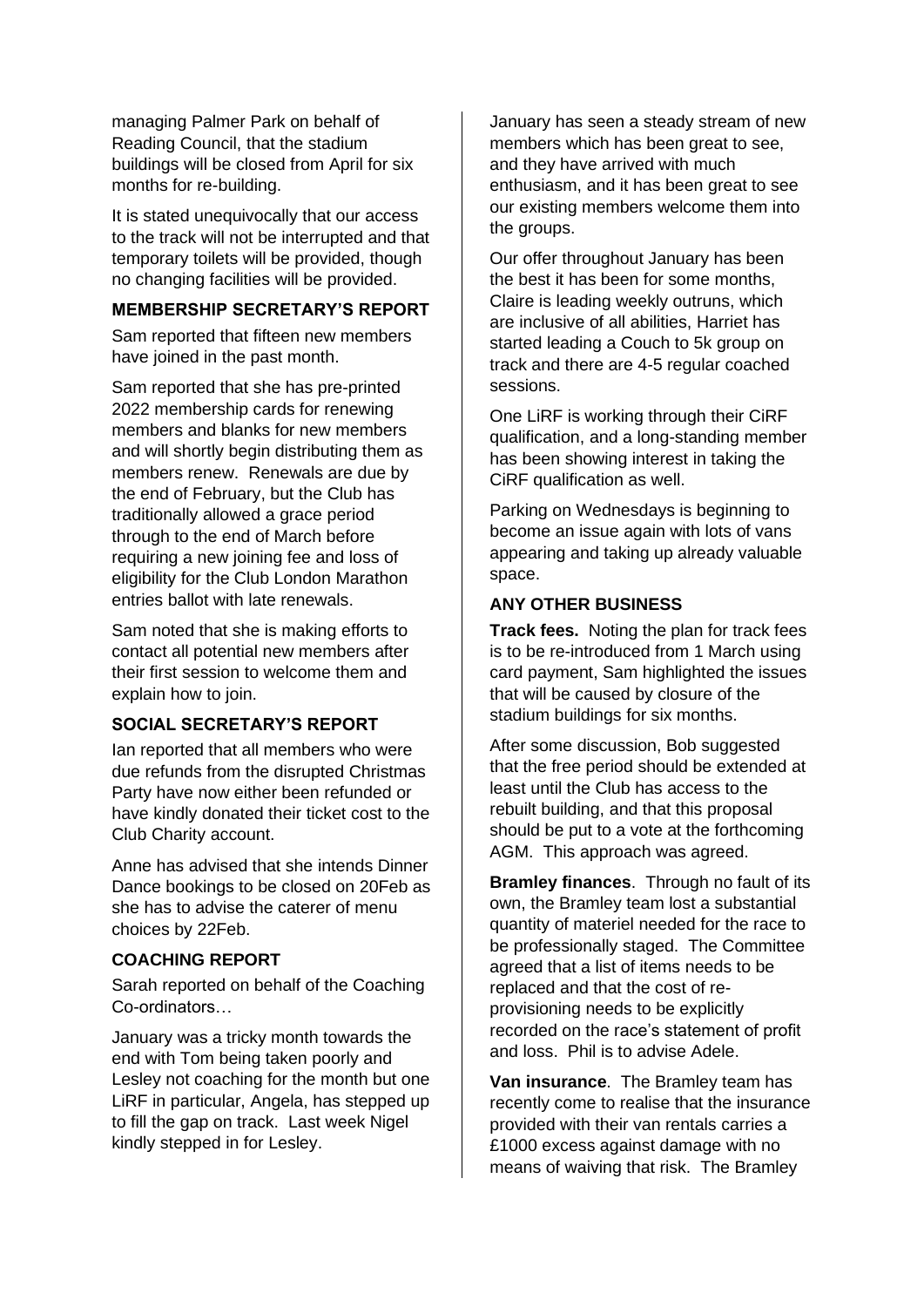managing Palmer Park on behalf of Reading Council, that the stadium buildings will be closed from April for six months for re-building.

It is stated unequivocally that our access to the track will not be interrupted and that temporary toilets will be provided, though no changing facilities will be provided.

### MEMBERSHIP SECRETARY'S REPORT

Sam reported that fifteen new members have joined in the past month.

Sam reported that she has pre-printed 2022 membership cards for renewing members and blanks for new members and will shortly begin distributing them as members renew. Renewals are due by the end of February, but the Club has traditionally allowed a grace period through to the end of March before requiring a new joining fee and loss of eligibility for the Club London Marathon entries ballot with late renewals.

Sam noted that she is making efforts to contact all potential new members after their first session to welcome them and explain how to join.

### SOCIAL SECRETARY'S REPORT

Ian reported that all members who were due refunds from the disrupted Christmas Party have now either been refunded or have kindly donated their ticket cost to the Club Charity account.

Anne has advised that she intends Dinner Dance bookings to be closed on 20Feb as she has to advise the caterer of menu choices by 22Feb.

### COACHING REPORT

Sarah reported on behalf of the Coaching Co-ordinators…

January was a tricky month towards the end with Tom being taken poorly and Lesley not coaching for the month but one LiRF in particular, Angela, has stepped up to fill the gap on track. Last week Nigel kindly stepped in for Lesley.

January has seen a steady stream of new members which has been great to see, and they have arrived with much enthusiasm, and it has been great to see our existing members welcome them into the groups.

Our offer throughout January has been the best it has been for some months, Claire is leading weekly outruns, which are inclusive of all abilities, Harriet has started leading a Couch to 5k group on track and there are 4-5 regular coached sessions.

One LiRF is working through their CiRF qualification, and a long-standing member has been showing interest in taking the CiRF qualification as well.

Parking on Wednesdays is beginning to become an issue again with lots of vans appearing and taking up already valuable space.

### ANY OTHER BUSINESS

**Track fees.** Noting the plan for track fees is to be re-introduced from 1 March using card payment, Sam highlighted the issues that will be caused by closure of the stadium buildings for six months.

After some discussion, Bob suggested that the free period should be extended at least until the Club has access to the rebuilt building, and that this proposal should be put to a vote at the forthcoming AGM. This approach was agreed.

**Bramley finances**. Through no fault of its own, the Bramley team lost a substantial quantity of materiel needed for the race to be professionally staged. The Committee agreed that a list of items needs to be replaced and that the cost of re-provisioning needs to be explicitly recorded on the race's statement of profit and loss. Phil is to advise Adele.

**Van insurance**. The Bramley team has recently come to realise that the insurance provided with their van rentals carries a £1000 excess against damage with no means of waiving that risk. The Bramley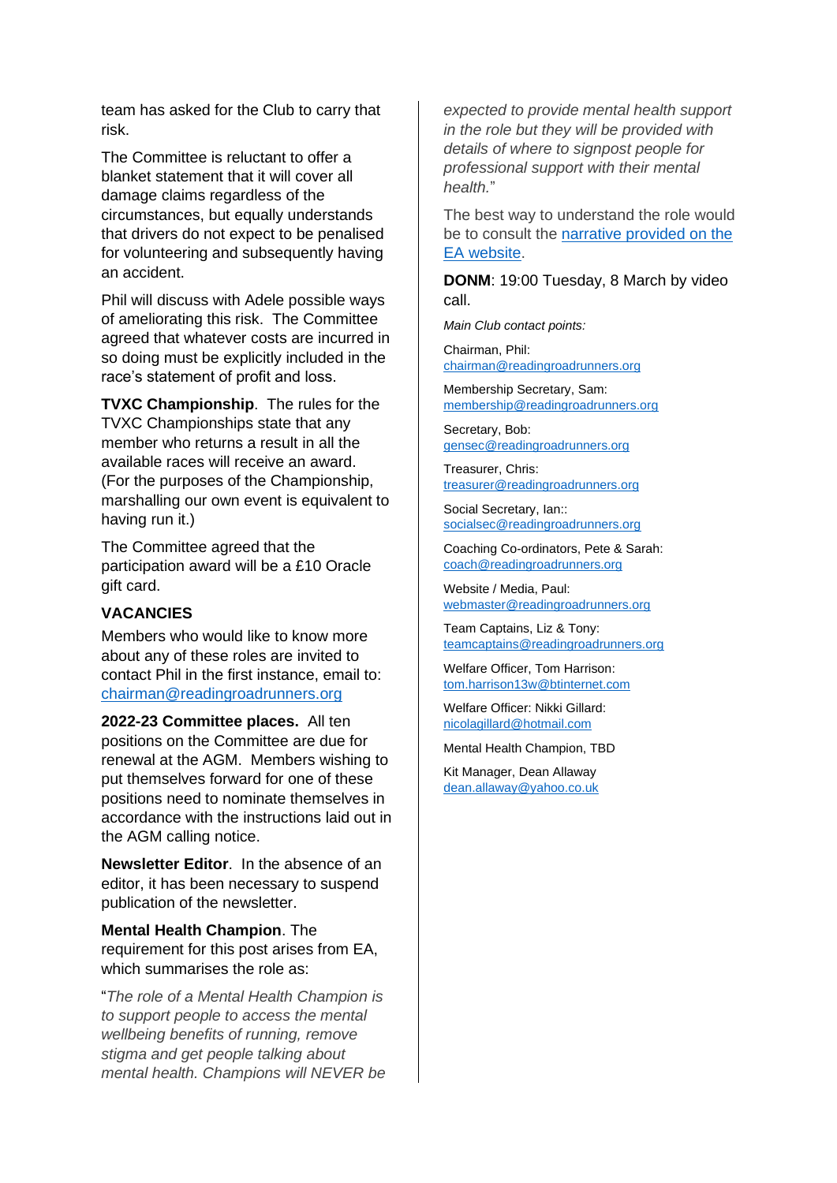team has asked for the Club to carry that risk.

The Committee is reluctant to offer a blanket statement that it will cover all damage claims regardless of the circumstances, but equally understands that drivers do not expect to be penalised for volunteering and subsequently having an accident.

Phil will discuss with Adele possible ways of ameliorating this risk. The Committee agreed that whatever costs are incurred in so doing must be explicitly included in the race's statement of profit and loss.

**TVXC Championship**. The rules for the TVXC Championships state that any member who returns a result in all the available races will receive an award. (For the purposes of the Championship, marshalling our own event is equivalent to having run it.)

The Committee agreed that the participation award will be a £10 Oracle gift card.

### VACANCIES

Members who would like to know more about any of these roles are invited to contact Phil in the first instance, email to: [chairman@readingroadrunners.org](mailto:chairman@readingroadrunners.org)

**2022-23 Committee places.** All ten positions on the Committee are due for renewal at the AGM. Members wishing to put themselves forward for one of these positions need to nominate themselves in accordance with the instructions laid out in the AGM calling notice.

**Newsletter Editor**. In the absence of an editor, it has been necessary to suspend publication of the newsletter.

**Mental Health Champion**. The requirement for this post arises from EA, which summarises the role as:

"*The role of a Mental Health Champion is to support people to access the mental wellbeing benefits of running, remove stigma and get people talking about mental health. Champions will NEVER be expected to provide mental health support in the role but they will be provided with details of where to signpost people for professional support with their mental health.*"

The best way to understand the role would be to consult the [narrative provided on the EA website](#).

**DONM**: 19:00 Tuesday, 8 March by video call.

*Main Club contact points:*

Chairman, Phil:
[chairman@readingroadrunners.org](mailto:chairman@readingroadrunners.org)

Membership Secretary, Sam:
[membership@readingroadrunners.org](mailto:membership@readingroadrunners.org)

Secretary, Bob:
[gensec@readingroadrunners.org](mailto:gensec@readingroadrunners.org)

Treasurer, Chris:
[treasurer@readingroadrunners.org](mailto:treasurer@readingroadrunners.org)

Social Secretary, Ian::
[socialsec@readingroadrunners.org](mailto:socialsec@readingroadrunners.org)

Coaching Co-ordinators, Pete & Sarah:
[coach@readingroadrunners.org](mailto:coach@readingroadrunners.org)

Website / Media, Paul:
[webmaster@readingroadrunners.org](mailto:webmaster@readingroadrunners.org)

Team Captains, Liz & Tony:
[teamcaptains@readingroadrunners.org](mailto:teamcaptains@readingroadrunners.org)

Welfare Officer, Tom Harrison:
[tom.harrison13w@btinternet.com](mailto:tom.harrison13w@btinternet.com)

Welfare Officer: Nikki Gillard:
[nicolagillard@hotmail.com](mailto:nicolagillard@hotmail.com)

Mental Health Champion, TBD

Kit Manager, Dean Allaway
[dean.allaway@yahoo.co.uk](mailto:dean.allaway@yahoo.co.uk)